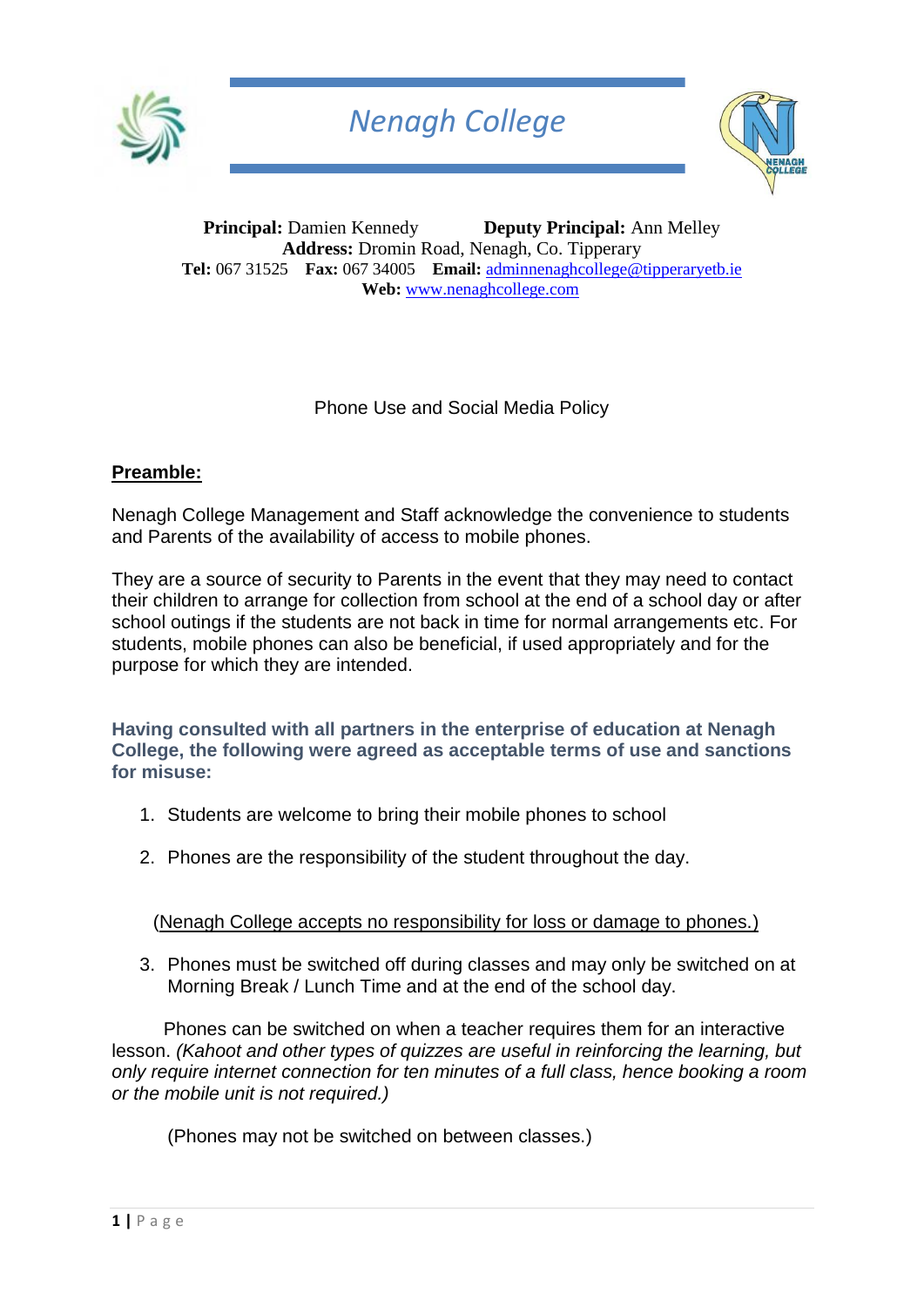# Nenagh College

**Principal:** Damien Kennedy **Deputy Principal:** Ann Melley
**Address:** Dromin Road, Nenagh, Co. Tipperary
**Tel:** 067 31525 **Fax:** 067 34005 **Email:** adminnenaghcollege@tipperaryetb.ie
**Web:** www.nenaghcollege.com

## Phone Use and Social Media Policy

### Preamble:

Nenagh College Management and Staff acknowledge the convenience to students and Parents of the availability of access to mobile phones.

They are a source of security to Parents in the event that they may need to contact their children to arrange for collection from school at the end of a school day or after school outings if the students are not back in time for normal arrangements etc. For students, mobile phones can also be beneficial, if used appropriately and for the purpose for which they are intended.

**Having consulted with all partners in the enterprise of education at Nenagh College, the following were agreed as acceptable terms of use and sanctions for misuse:**

1. Students are welcome to bring their mobile phones to school
2. Phones are the responsibility of the student throughout the day.

(Nenagh College accepts no responsibility for loss or damage to phones.)

3. Phones must be switched off during classes and may only be switched on at Morning Break / Lunch Time and at the end of the school day.

Phones can be switched on when a teacher requires them for an interactive lesson. *(Kahoot and other types of quizzes are useful in reinforcing the learning, but only require internet connection for ten minutes of a full class, hence booking a room or the mobile unit is not required.)*

(Phones may not be switched on between classes.)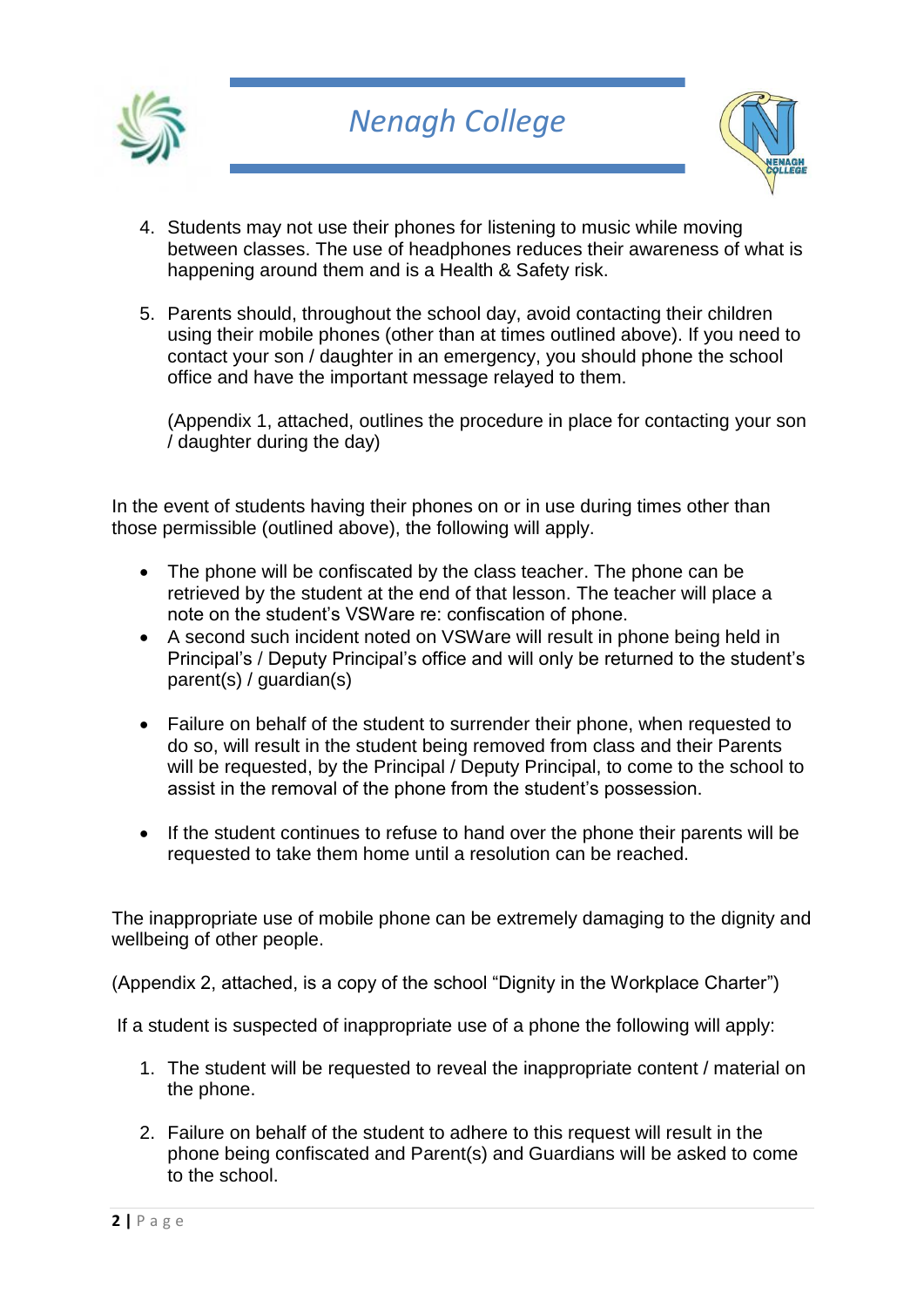4. Students may not use their phones for listening to music while moving between classes. The use of headphones reduces their awareness of what is happening around them and is a Health & Safety risk.

5. Parents should, throughout the school day, avoid contacting their children using their mobile phones (other than at times outlined above). If you need to contact your son / daughter in an emergency, you should phone the school office and have the important message relayed to them.

   (Appendix 1, attached, outlines the procedure in place for contacting your son / daughter during the day)

In the event of students having their phones on or in use during times other than those permissible (outlined above), the following will apply.

- The phone will be confiscated by the class teacher. The phone can be retrieved by the student at the end of that lesson. The teacher will place a note on the student's VSWare re: confiscation of phone.
- A second such incident noted on VSWare will result in phone being held in Principal's / Deputy Principal's office and will only be returned to the student's parent(s) / guardian(s)
- Failure on behalf of the student to surrender their phone, when requested to do so, will result in the student being removed from class and their Parents will be requested, by the Principal / Deputy Principal, to come to the school to assist in the removal of the phone from the student's possession.
- If the student continues to refuse to hand over the phone their parents will be requested to take them home until a resolution can be reached.

The inappropriate use of mobile phone can be extremely damaging to the dignity and wellbeing of other people.

(Appendix 2, attached, is a copy of the school "Dignity in the Workplace Charter")

If a student is suspected of inappropriate use of a phone the following will apply:

1. The student will be requested to reveal the inappropriate content / material on the phone.

2. Failure on behalf of the student to adhere to this request will result in the phone being confiscated and Parent(s) and Guardians will be asked to come to the school.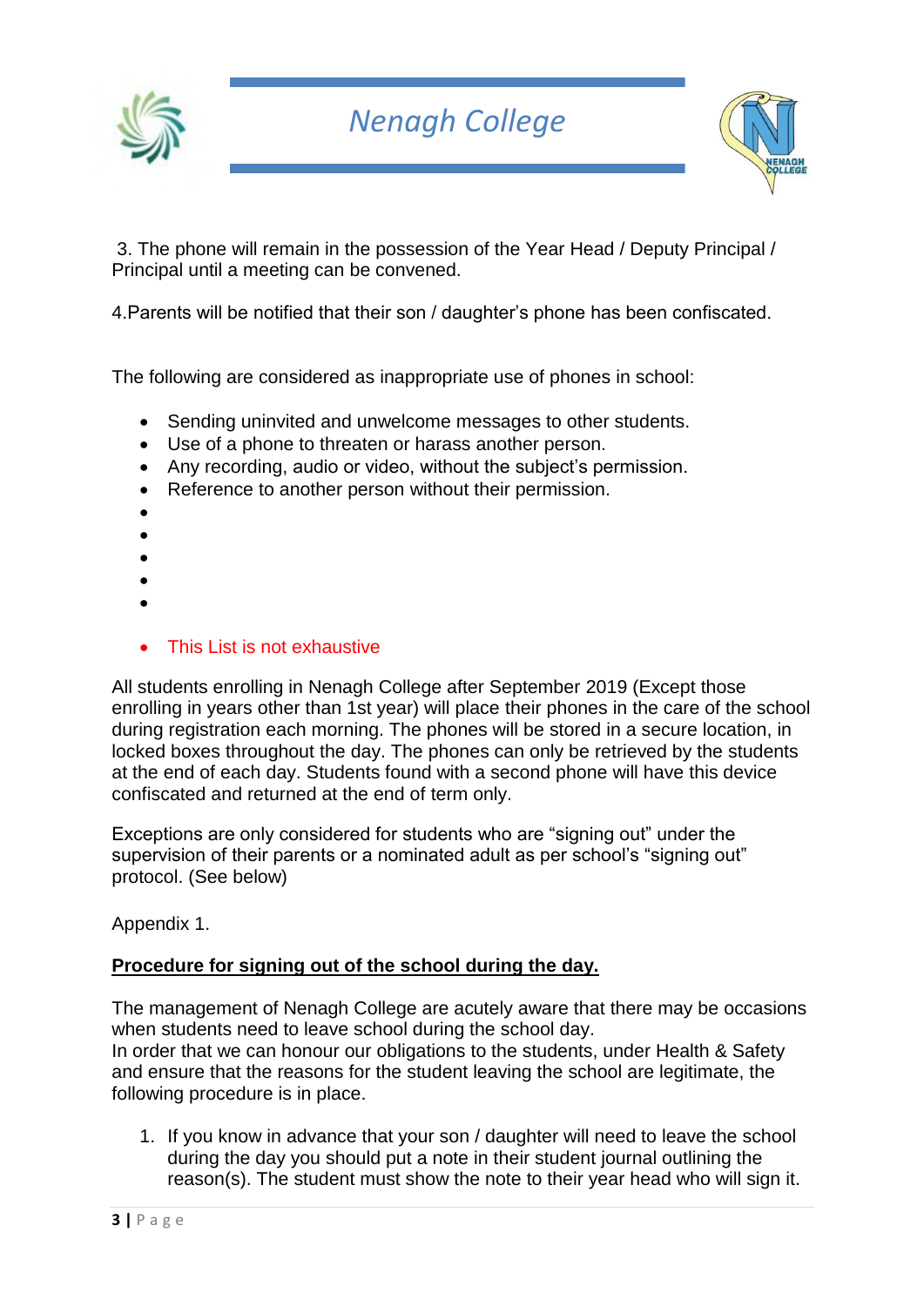3. The phone will remain in the possession of the Year Head / Deputy Principal / Principal until a meeting can be convened.

4.Parents will be notified that their son / daughter's phone has been confiscated.

The following are considered as inappropriate use of phones in school:

- Sending uninvited and unwelcome messages to other students.
- Use of a phone to threaten or harass another person.
- Any recording, audio or video, without the subject's permission.
- Reference to another person without their permission.
- 
- 
- 
- 
- 
- This List is not exhaustive

All students enrolling in Nenagh College after September 2019 (Except those enrolling in years other than 1st year) will place their phones in the care of the school during registration each morning. The phones will be stored in a secure location, in locked boxes throughout the day. The phones can only be retrieved by the students at the end of each day. Students found with a second phone will have this device confiscated and returned at the end of term only.

Exceptions are only considered for students who are "signing out" under the supervision of their parents or a nominated adult as per school's "signing out" protocol. (See below)

Appendix 1.

**Procedure for signing out of the school during the day.**

The management of Nenagh College are acutely aware that there may be occasions when students need to leave school during the school day.
In order that we can honour our obligations to the students, under Health & Safety and ensure that the reasons for the student leaving the school are legitimate, the following procedure is in place.

1. If you know in advance that your son / daughter will need to leave the school during the day you should put a note in their student journal outlining the reason(s). The student must show the note to their year head who will sign it.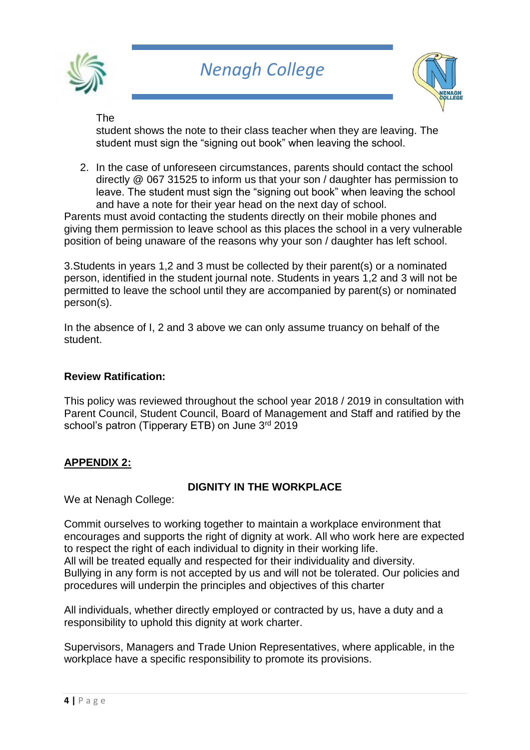The student shows the note to their class teacher when they are leaving. The student must sign the "signing out book" when leaving the school.

2. In the case of unforeseen circumstances, parents should contact the school directly @ 067 31525 to inform us that your son / daughter has permission to leave. The student must sign the "signing out book" when leaving the school and have a note for their year head on the next day of school.

Parents must avoid contacting the students directly on their mobile phones and giving them permission to leave school as this places the school in a very vulnerable position of being unaware of the reasons why your son / daughter has left school.

3.Students in years 1,2 and 3 must be collected by their parent(s) or a nominated person, identified in the student journal note. Students in years 1,2 and 3 will not be permitted to leave the school until they are accompanied by parent(s) or nominated person(s).

In the absence of I, 2 and 3 above we can only assume truancy on behalf of the student.

**Review Ratification:**

This policy was reviewed throughout the school year 2018 / 2019 in consultation with Parent Council, Student Council, Board of Management and Staff and ratified by the school's patron (Tipperary ETB) on June 3rd 2019

## APPENDIX 2:

### DIGNITY IN THE WORKPLACE

We at Nenagh College:

Commit ourselves to working together to maintain a workplace environment that encourages and supports the right of dignity at work. All who work here are expected to respect the right of each individual to dignity in their working life.
All will be treated equally and respected for their individuality and diversity.
Bullying in any form is not accepted by us and will not be tolerated. Our policies and procedures will underpin the principles and objectives of this charter

All individuals, whether directly employed or contracted by us, have a duty and a responsibility to uphold this dignity at work charter.

Supervisors, Managers and Trade Union Representatives, where applicable, in the workplace have a specific responsibility to promote its provisions.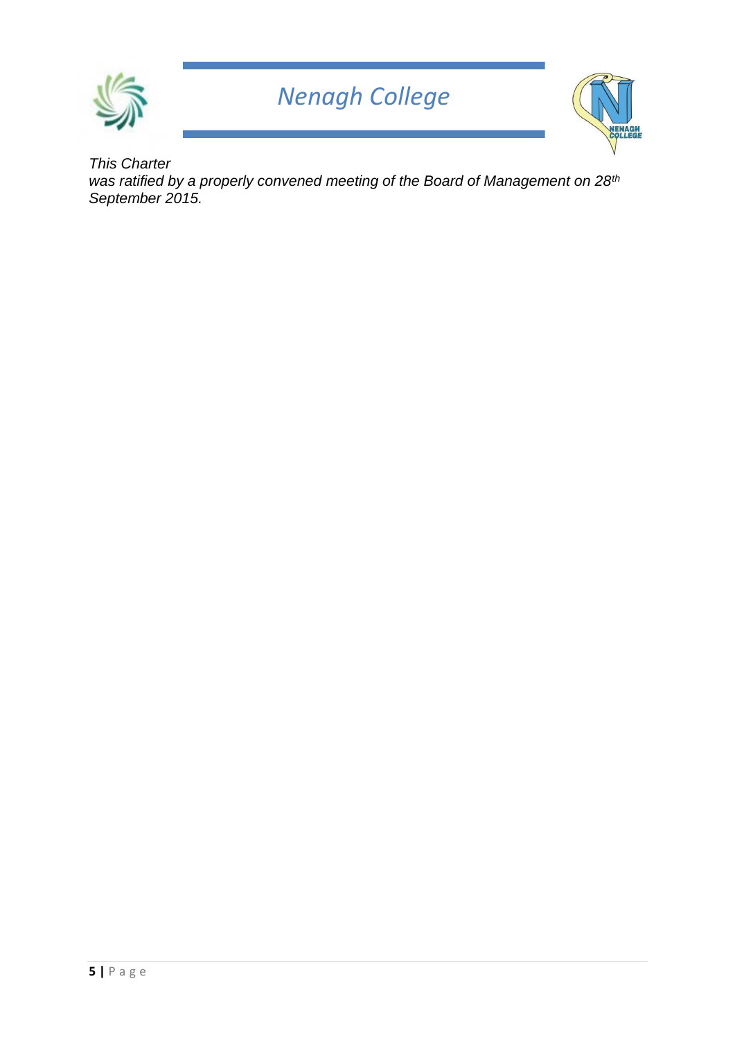*This Charter was ratified by a properly convened meeting of the Board of Management on 28th September 2015.*